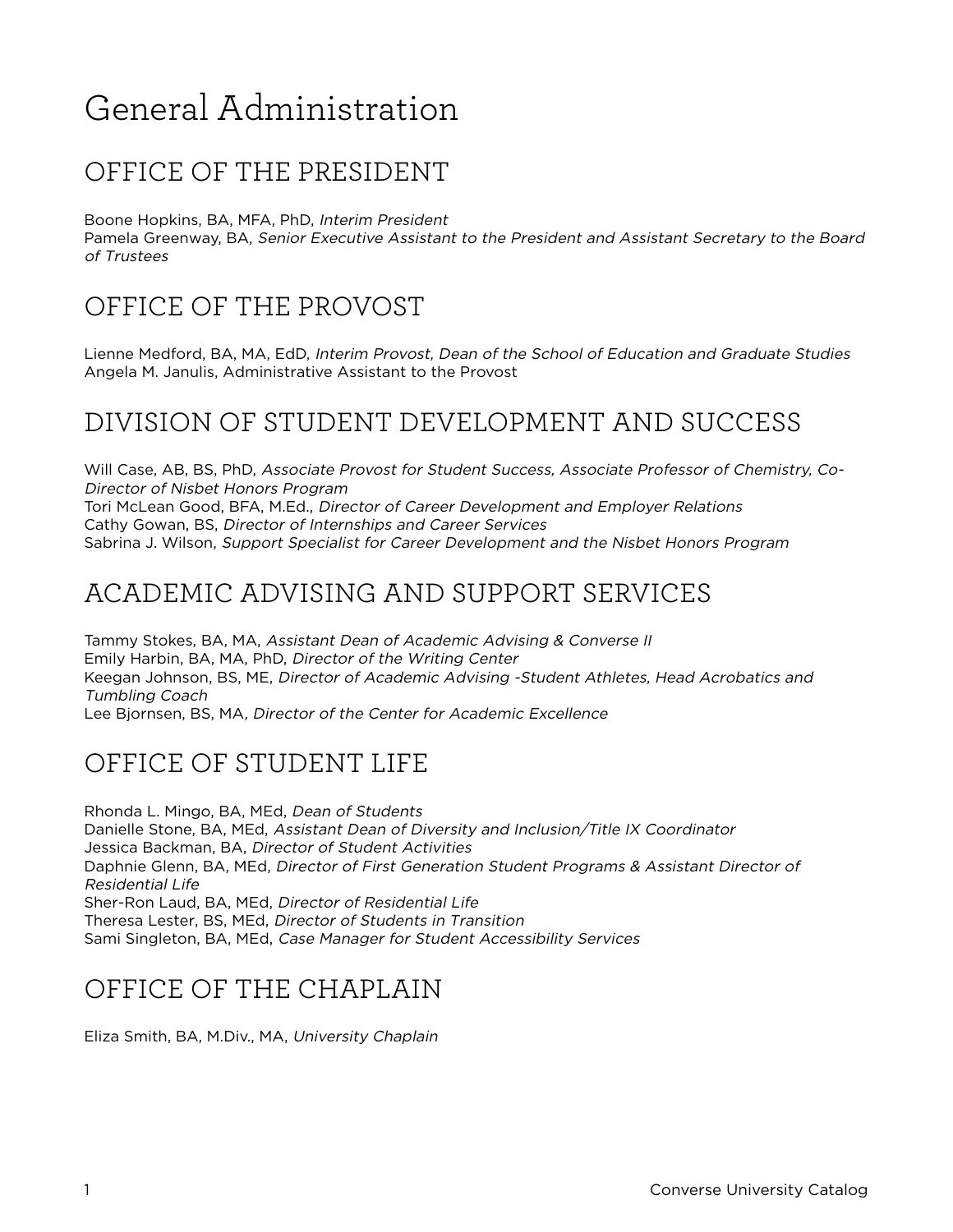# General Administration

## OFFICE OF THE PRESIDENT

Boone Hopkins, BA, MFA, PhD, *Interim President*
Pamela Greenway, BA, *Senior Executive Assistant to the President and Assistant Secretary to the Board of Trustees*

## OFFICE OF THE PROVOST

Lienne Medford, BA, MA, EdD, *Interim Provost, Dean of the School of Education and Graduate Studies*
Angela M. Janulis, Administrative Assistant to the Provost

## DIVISION OF STUDENT DEVELOPMENT AND SUCCESS

Will Case, AB, BS, PhD, *Associate Provost for Student Success, Associate Professor of Chemistry, Co-Director of Nisbet Honors Program*
Tori McLean Good, BFA, M.Ed., *Director of Career Development and Employer Relations*
Cathy Gowan, BS, *Director of Internships and Career Services*
Sabrina J. Wilson, *Support Specialist for Career Development and the Nisbet Honors Program*

## ACADEMIC ADVISING AND SUPPORT SERVICES

Tammy Stokes, BA, MA, *Assistant Dean of Academic Advising & Converse II*
Emily Harbin, BA, MA, PhD, *Director of the Writing Center*
Keegan Johnson, BS, ME, *Director of Academic Advising -Student Athletes, Head Acrobatics and Tumbling Coach*
Lee Bjornsen, BS, MA*, Director of the Center for Academic Excellence*

## OFFICE OF STUDENT LIFE

Rhonda L. Mingo, BA, MEd, *Dean of Students*
Danielle Stone, BA, MEd, *Assistant Dean of Diversity and Inclusion/Title IX Coordinator*
Jessica Backman, BA, *Director of Student Activities*
Daphnie Glenn, BA, MEd, *Director of First Generation Student Programs & Assistant Director of Residential Life*
Sher-Ron Laud, BA, MEd, *Director of Residential Life*
Theresa Lester, BS, MEd, *Director of Students in Transition*
Sami Singleton, BA, MEd, *Case Manager for Student Accessibility Services*

## OFFICE OF THE CHAPLAIN

Eliza Smith, BA, M.Div., MA, *University Chaplain*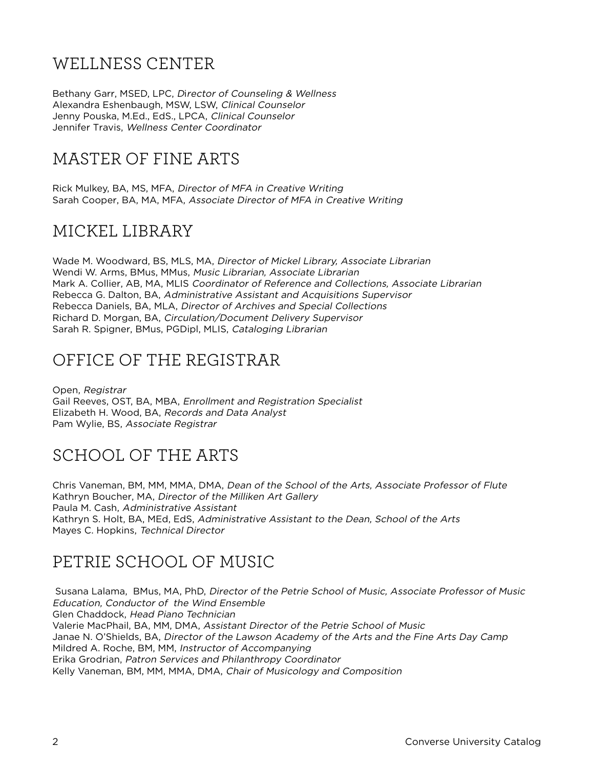## WELLNESS CENTER

Bethany Garr, MSED, LPC, *Director of Counseling & Wellness*
Alexandra Eshenbaugh, MSW, LSW, *Clinical Counselor*
Jenny Pouska, M.Ed., EdS., LPCA, *Clinical Counselor*
Jennifer Travis, *Wellness Center Coordinator*

## MASTER OF FINE ARTS

Rick Mulkey, BA, MS, MFA, *Director of MFA in Creative Writing*
Sarah Cooper, BA, MA, MFA, *Associate Director of MFA in Creative Writing*

## MICKEL LIBRARY

Wade M. Woodward, BS, MLS, MA, *Director of Mickel Library, Associate Librarian*
Wendi W. Arms, BMus, MMus, *Music Librarian, Associate Librarian*
Mark A. Collier, AB, MA, MLIS *Coordinator of Reference and Collections, Associate Librarian*
Rebecca G. Dalton, BA, *Administrative Assistant and Acquisitions Supervisor*
Rebecca Daniels, BA, MLA, *Director of Archives and Special Collections*
Richard D. Morgan, BA, *Circulation/Document Delivery Supervisor*
Sarah R. Spigner, BMus, PGDipl, MLIS, *Cataloging Librarian*

## OFFICE OF THE REGISTRAR

Open, *Registrar*
Gail Reeves, OST, BA, MBA, *Enrollment and Registration Specialist*
Elizabeth H. Wood, BA, *Records and Data Analyst*
Pam Wylie, BS, *Associate Registrar*

## SCHOOL OF THE ARTS

Chris Vaneman, BM, MM, MMA, DMA, *Dean of the School of the Arts, Associate Professor of Flute*
Kathryn Boucher, MA, *Director of the Milliken Art Gallery*
Paula M. Cash, *Administrative Assistant*
Kathryn S. Holt, BA, MEd, EdS, *Administrative Assistant to the Dean, School of the Arts*
Mayes C. Hopkins, *Technical Director*

## PETRIE SCHOOL OF MUSIC

Susana Lalama, BMus, MA, PhD, *Director of the Petrie School of Music, Associate Professor of Music Education, Conductor of the Wind Ensemble*
Glen Chaddock, *Head Piano Technician*
Valerie MacPhail, BA, MM, DMA, *Assistant Director of the Petrie School of Music*
Janae N. O'Shields, BA, *Director of the Lawson Academy of the Arts and the Fine Arts Day Camp*
Mildred A. Roche, BM, MM, *Instructor of Accompanying*
Erika Grodrian, *Patron Services and Philanthropy Coordinator*
Kelly Vaneman, BM, MM, MMA, DMA, *Chair of Musicology and Composition*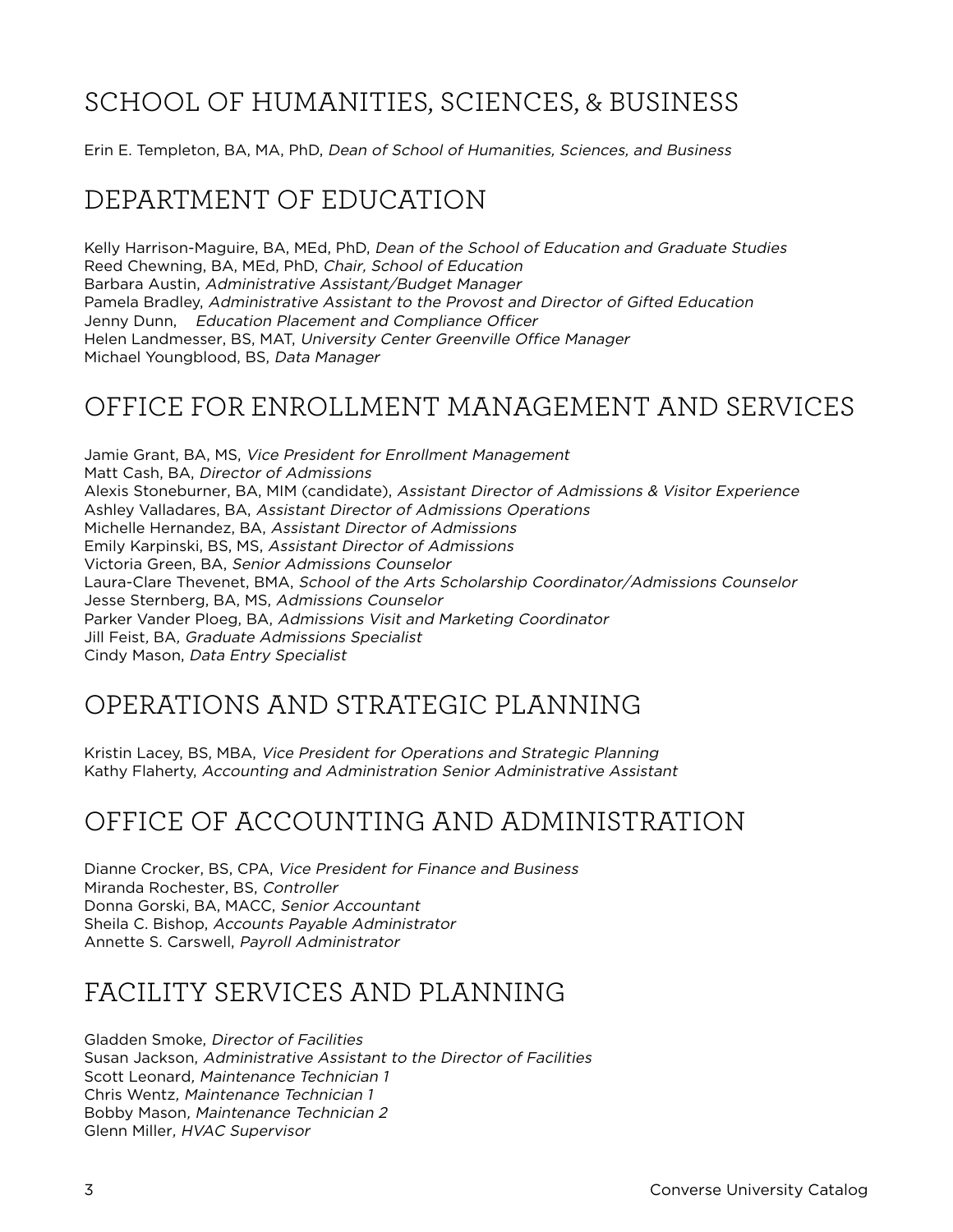## SCHOOL OF HUMANITIES, SCIENCES, & BUSINESS

Erin E. Templeton, BA, MA, PhD, *Dean of School of Humanities, Sciences, and Business*

## DEPARTMENT OF EDUCATION

Kelly Harrison-Maguire, BA, MEd, PhD, *Dean of the School of Education and Graduate Studies*
Reed Chewning, BA, MEd, PhD, *Chair, School of Education*
Barbara Austin, *Administrative Assistant/Budget Manager*
Pamela Bradley, *Administrative Assistant to the Provost and Director of Gifted Education*
Jenny Dunn, *Education Placement and Compliance Officer*
Helen Landmesser, BS, MAT, *University Center Greenville Office Manager*
Michael Youngblood, BS, *Data Manager*

## OFFICE FOR ENROLLMENT MANAGEMENT AND SERVICES

Jamie Grant, BA, MS, *Vice President for Enrollment Management*
Matt Cash, BA, *Director of Admissions*
Alexis Stoneburner, BA, MIM (candidate), *Assistant Director of Admissions & Visitor Experience*
Ashley Valladares, BA, *Assistant Director of Admissions Operations*
Michelle Hernandez, BA, *Assistant Director of Admissions*
Emily Karpinski, BS, MS, *Assistant Director of Admissions*
Victoria Green, BA, *Senior Admissions Counselor*
Laura-Clare Thevenet, BMA, *School of the Arts Scholarship Coordinator/Admissions Counselor*
Jesse Sternberg, BA, MS, *Admissions Counselor*
Parker Vander Ploeg, BA, *Admissions Visit and Marketing Coordinator*
Jill Feist, BA, *Graduate Admissions Specialist*
Cindy Mason, *Data Entry Specialist*

## OPERATIONS AND STRATEGIC PLANNING

Kristin Lacey, BS, MBA, *Vice President for Operations and Strategic Planning*
Kathy Flaherty, *Accounting and Administration Senior Administrative Assistant*

## OFFICE OF ACCOUNTING AND ADMINISTRATION

Dianne Crocker, BS, CPA, *Vice President for Finance and Business*
Miranda Rochester, BS, *Controller*
Donna Gorski, BA, MACC, *Senior Accountant*
Sheila C. Bishop, *Accounts Payable Administrator*
Annette S. Carswell, *Payroll Administrator*

## FACILITY SERVICES AND PLANNING

Gladden Smoke, *Director of Facilities*
Susan Jackson, *Administrative Assistant to the Director of Facilities*
Scott Leonard, *Maintenance Technician 1*
Chris Wentz, *Maintenance Technician 1*
Bobby Mason, *Maintenance Technician 2*
Glenn Miller, *HVAC Supervisor*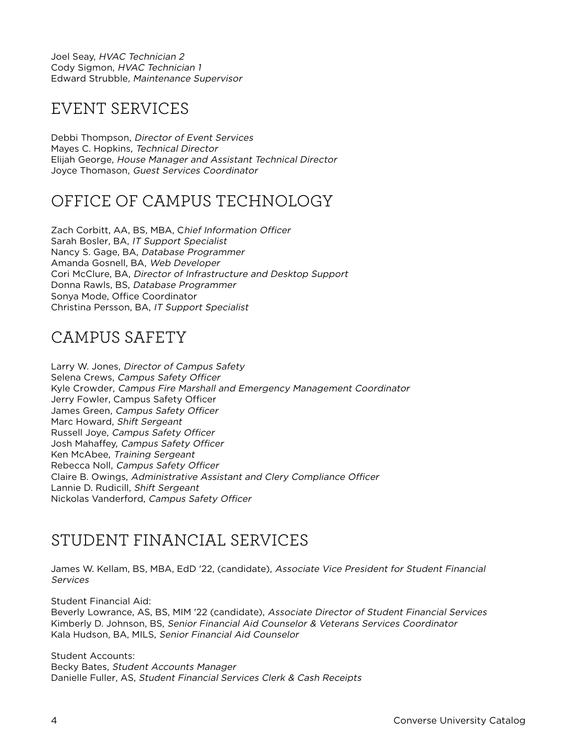Joel Seay, *HVAC Technician 2*
Cody Sigmon, *HVAC Technician 1*
Edward Strubble, *Maintenance Supervisor*

## EVENT SERVICES

Debbi Thompson, *Director of Event Services*
Mayes C. Hopkins, *Technical Director*
Elijah George, *House Manager and Assistant Technical Director*
Joyce Thomason, *Guest Services Coordinator*

## OFFICE OF CAMPUS TECHNOLOGY

Zach Corbitt, AA, BS, MBA, *Chief Information Officer*
Sarah Bosler, BA, *IT Support Specialist*
Nancy S. Gage, BA, *Database Programmer*
Amanda Gosnell, BA, *Web Developer*
Cori McClure, BA, *Director of Infrastructure and Desktop Support*
Donna Rawls, BS, *Database Programmer*
Sonya Mode, Office Coordinator
Christina Persson, BA, *IT Support Specialist*

## CAMPUS SAFETY

Larry W. Jones, *Director of Campus Safety*
Selena Crews, *Campus Safety Officer*
Kyle Crowder, *Campus Fire Marshall and Emergency Management Coordinator*
Jerry Fowler, Campus Safety Officer
James Green, *Campus Safety Officer*
Marc Howard, *Shift Sergeant*
Russell Joye, *Campus Safety Officer*
Josh Mahaffey, *Campus Safety Officer*
Ken McAbee, *Training Sergeant*
Rebecca Noll, *Campus Safety Officer*
Claire B. Owings, *Administrative Assistant and Clery Compliance Officer*
Lannie D. Rudicill, *Shift Sergeant*
Nickolas Vanderford, *Campus Safety Officer*

## STUDENT FINANCIAL SERVICES

James W. Kellam, BS, MBA, EdD '22, (candidate), *Associate Vice President for Student Financial Services*

Student Financial Aid:
Beverly Lowrance, AS, BS, MIM '22 (candidate), *Associate Director of Student Financial Services*
Kimberly D. Johnson, BS, *Senior Financial Aid Counselor & Veterans Services Coordinator*
Kala Hudson, BA, MILS, *Senior Financial Aid Counselor*

Student Accounts:
Becky Bates, *Student Accounts Manager*
Danielle Fuller, AS, *Student Financial Services Clerk & Cash Receipts*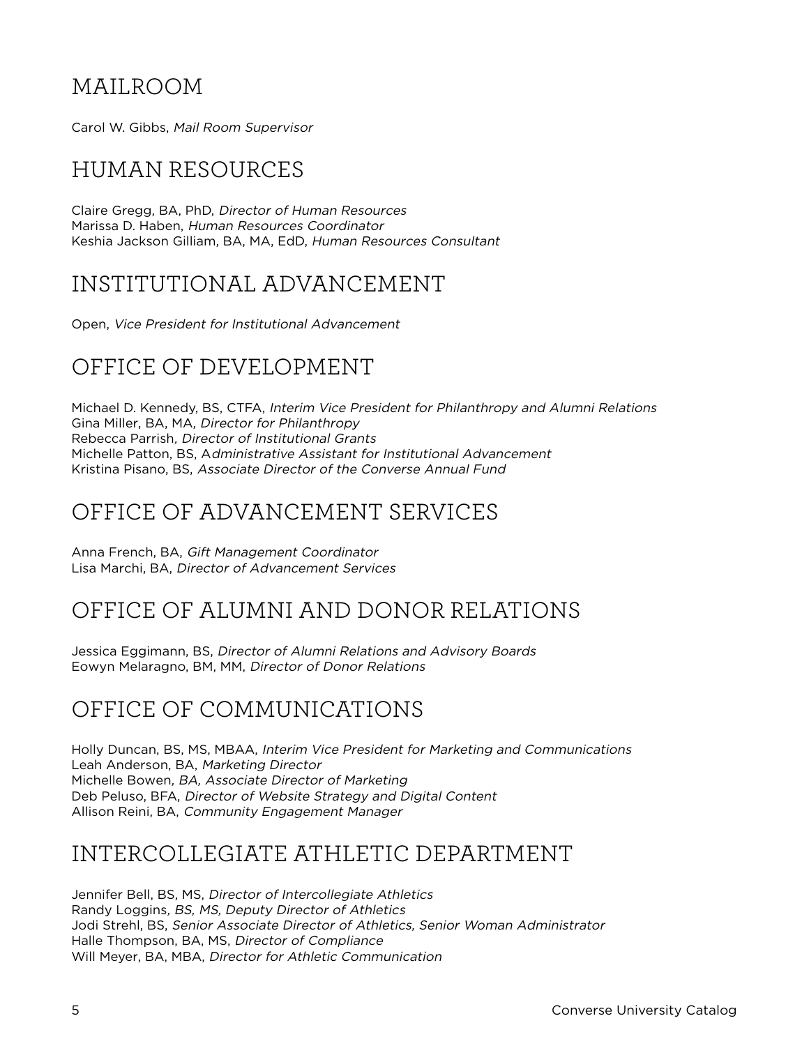## MAILROOM

Carol W. Gibbs, *Mail Room Supervisor*

## HUMAN RESOURCES

Claire Gregg, BA, PhD, *Director of Human Resources*
Marissa D. Haben, *Human Resources Coordinator*
Keshia Jackson Gilliam, BA, MA, EdD, *Human Resources Consultant*

## INSTITUTIONAL ADVANCEMENT

Open, *Vice President for Institutional Advancement*

## OFFICE OF DEVELOPMENT

Michael D. Kennedy, BS, CTFA, *Interim Vice President for Philanthropy and Alumni Relations*
Gina Miller, BA, MA, *Director for Philanthropy*
Rebecca Parrish, *Director of Institutional Grants*
Michelle Patton, BS, A*dministrative Assistant for Institutional Advancement*
Kristina Pisano, BS, *Associate Director of the Converse Annual Fund*

## OFFICE OF ADVANCEMENT SERVICES

Anna French, BA, *Gift Management Coordinator*
Lisa Marchi, BA, *Director of Advancement Services*

## OFFICE OF ALUMNI AND DONOR RELATIONS

Jessica Eggimann, BS, *Director of Alumni Relations and Advisory Boards*
Eowyn Melaragno, BM, MM, *Director of Donor Relations*

## OFFICE OF COMMUNICATIONS

Holly Duncan, BS, MS, MBAA, *Interim Vice President for Marketing and Communications*
Leah Anderson, BA, *Marketing Director*
Michelle Bowen, *BA, Associate Director of Marketing*
Deb Peluso, BFA, *Director of Website Strategy and Digital Content*
Allison Reini, BA, *Community Engagement Manager*

## INTERCOLLEGIATE ATHLETIC DEPARTMENT

Jennifer Bell, BS, MS, *Director of Intercollegiate Athletics*
Randy Loggins, *BS, MS, Deputy Director of Athletics*
Jodi Strehl, BS, *Senior Associate Director of Athletics, Senior Woman Administrator*
Halle Thompson, BA, MS, *Director of Compliance*
Will Meyer, BA, MBA, *Director for Athletic Communication*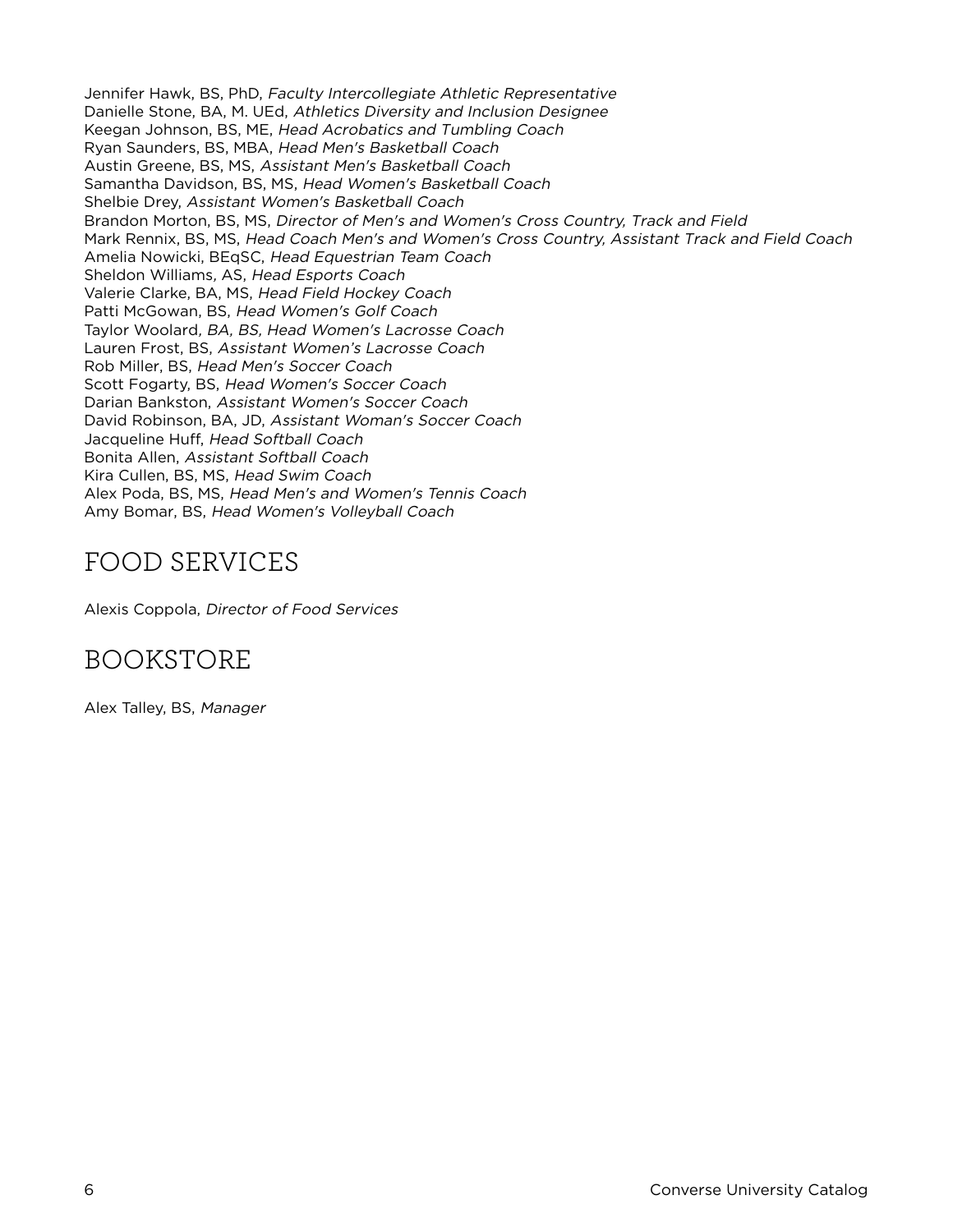Jennifer Hawk, BS, PhD, *Faculty Intercollegiate Athletic Representative*  
Danielle Stone, BA, M. UEd, *Athletics Diversity and Inclusion Designee*  
Keegan Johnson, BS, ME, *Head Acrobatics and Tumbling Coach*  
Ryan Saunders, BS, MBA, *Head Men's Basketball Coach*  
Austin Greene, BS, MS, *Assistant Men's Basketball Coach*  
Samantha Davidson, BS, MS, *Head Women's Basketball Coach*  
Shelbie Drey, *Assistant Women's Basketball Coach*  
Brandon Morton, BS, MS, *Director of Men's and Women's Cross Country, Track and Field*  
Mark Rennix, BS, MS, *Head Coach Men's and Women's Cross Country, Assistant Track and Field Coach*  
Amelia Nowicki, BEqSC, *Head Equestrian Team Coach*  
Sheldon Williams, AS, *Head Esports Coach*  
Valerie Clarke, BA, MS, *Head Field Hockey Coach*  
Patti McGowan, BS, *Head Women's Golf Coach*  
Taylor Woolard, *BA, BS, Head Women's Lacrosse Coach*  
Lauren Frost, BS, *Assistant Women's Lacrosse Coach*  
Rob Miller, BS, *Head Men's Soccer Coach*  
Scott Fogarty, BS, *Head Women's Soccer Coach*  
Darian Bankston, *Assistant Women's Soccer Coach*  
David Robinson, BA, JD, *Assistant Woman's Soccer Coach*  
Jacqueline Huff, *Head Softball Coach*  
Bonita Allen, *Assistant Softball Coach*  
Kira Cullen, BS, MS, *Head Swim Coach*  
Alex Poda, BS, MS, *Head Men's and Women's Tennis Coach*  
Amy Bomar, BS, *Head Women's Volleyball Coach*

## FOOD SERVICES

Alexis Coppola, *Director of Food Services*

## BOOKSTORE

Alex Talley, BS, *Manager*